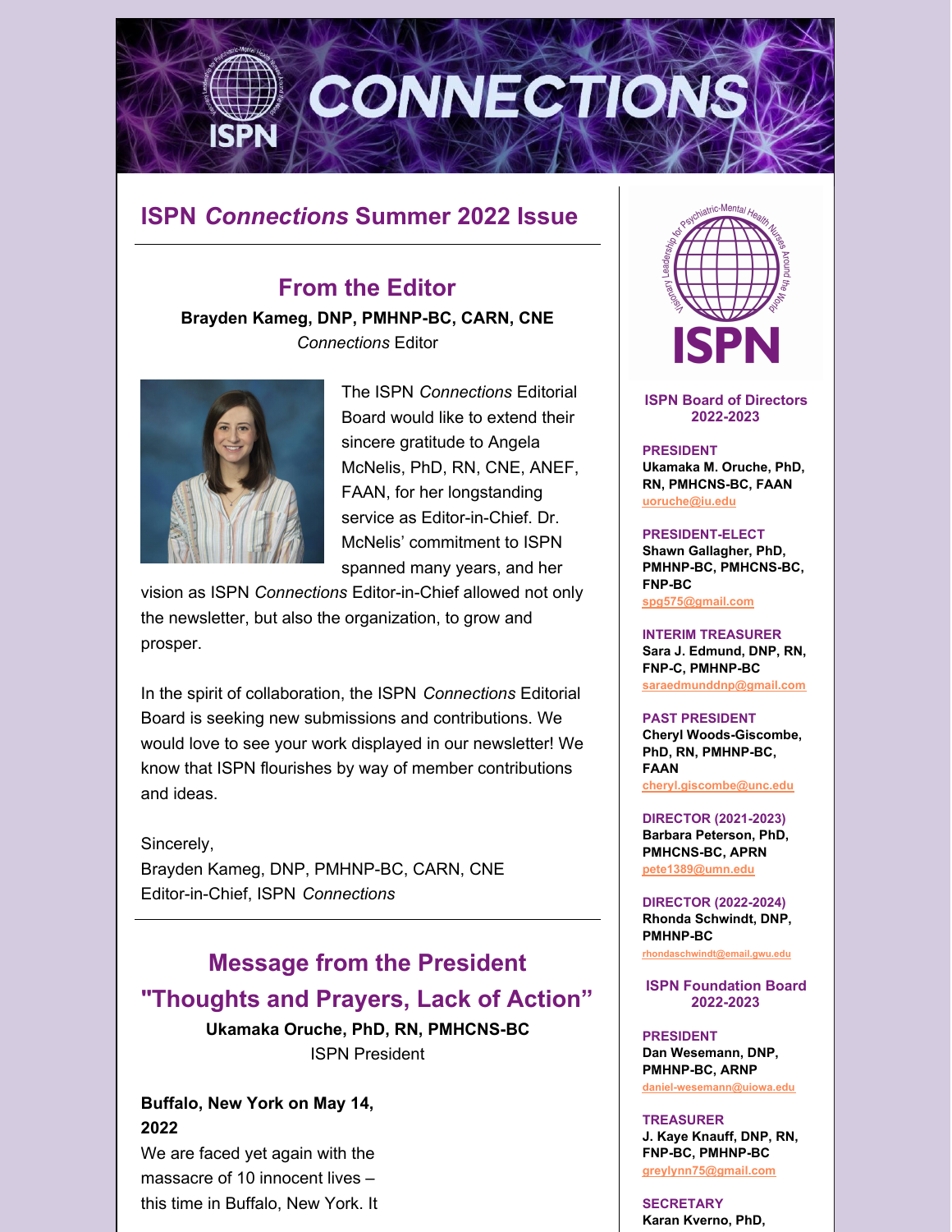# ISPN *Connections* Summer 2022 Issue

## From the Editor

**Brayden Kameg, DNP, PMHNP-BC, CARN, CNE**
*Connections* Editor

The ISPN *Connections* Editorial Board would like to extend their sincere gratitude to Angela McNelis, PhD, RN, CNE, ANEF, FAAN, for her longstanding service as Editor-in-Chief. Dr. McNelis' commitment to ISPN spanned many years, and her vision as ISPN *Connections* Editor-in-Chief allowed not only the newsletter, but also the organization, to grow and prosper.

In the spirit of collaboration, the ISPN *Connections* Editorial Board is seeking new submissions and contributions. We would love to see your work displayed in our newsletter! We know that ISPN flourishes by way of member contributions and ideas.

Sincerely,
Brayden Kameg, DNP, PMHNP-BC, CARN, CNE
Editor-in-Chief, ISPN *Connections*

## Message from the President
## "Thoughts and Prayers, Lack of Action"

**Ukamaka Oruche, PhD, RN, PMHCNS-BC**
ISPN President

**Buffalo, New York on May 14, 2022**
We are faced yet again with the massacre of 10 innocent lives – this time in Buffalo, New York. It

---

### ISPN Board of Directors 2022-2023

**PRESIDENT**
**Ukamaka M. Oruche, PhD, RN, PMHCNS-BC, FAAN**
uoruche@iu.edu

**PRESIDENT-ELECT**
**Shawn Gallagher, PhD, PMHNP-BC, PMHCNS-BC, FNP-BC**
spg575@gmail.com

**INTERIM TREASURER**
**Sara J. Edmund, DNP, RN, FNP-C, PMHNP-BC**
saraedmunddnp@gmail.com

**PAST PRESIDENT**
**Cheryl Woods-Giscombe, PhD, RN, PMHNP-BC, FAAN**
cheryl.giscombe@unc.edu

**DIRECTOR (2021-2023)**
**Barbara Peterson, PhD, PMHCNS-BC, APRN**
pete1389@umn.edu

**DIRECTOR (2022-2024)**
**Rhonda Schwindt, DNP, PMHNP-BC**
rhondaschwindt@email.gwu.edu

### ISPN Foundation Board 2022-2023

**PRESIDENT**
**Dan Wesemann, DNP, PMHNP-BC, ARNP**
daniel-wesemann@uiowa.edu

**TREASURER**
**J. Kaye Knauff, DNP, RN, FNP-BC, PMHNP-BC**
greylynn75@gmail.com

**SECRETARY**
**Karan Kverno, PhD,**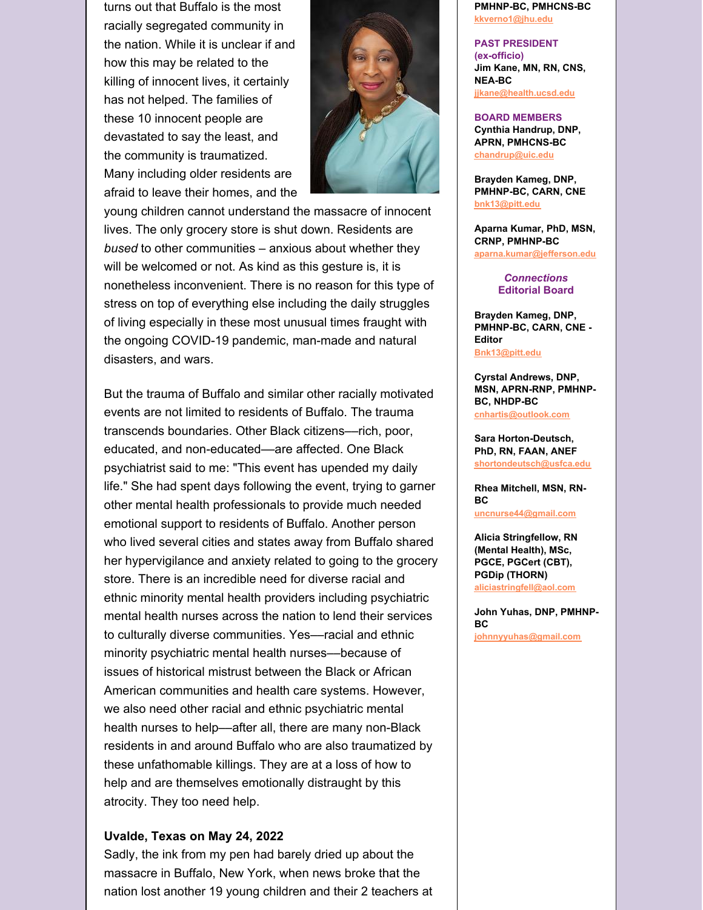turns out that Buffalo is the most racially segregated community in the nation. While it is unclear if and how this may be related to the killing of innocent lives, it certainly has not helped. The families of these 10 innocent people are devastated to say the least, and the community is traumatized. Many including older residents are afraid to leave their homes, and the young children cannot understand the massacre of innocent lives. The only grocery store is shut down. Residents are *bused* to other communities – anxious about whether they will be welcomed or not. As kind as this gesture is, it is nonetheless inconvenient. There is no reason for this type of stress on top of everything else including the daily struggles of living especially in these most unusual times fraught with the ongoing COVID-19 pandemic, man-made and natural disasters, and wars.

But the trauma of Buffalo and similar other racially motivated events are not limited to residents of Buffalo. The trauma transcends boundaries. Other Black citizens—rich, poor, educated, and non-educated—are affected. One Black psychiatrist said to me: "This event has upended my daily life." She had spent days following the event, trying to garner other mental health professionals to provide much needed emotional support to residents of Buffalo. Another person who lived several cities and states away from Buffalo shared her hypervigilance and anxiety related to going to the grocery store. There is an incredible need for diverse racial and ethnic minority mental health providers including psychiatric mental health nurses across the nation to lend their services to culturally diverse communities. Yes—racial and ethnic minority psychiatric mental health nurses—because of issues of historical mistrust between the Black or African American communities and health care systems. However, we also need other racial and ethnic psychiatric mental health nurses to help—after all, there are many non-Black residents in and around Buffalo who are also traumatized by these unfathomable killings. They are at a loss of how to help and are themselves emotionally distraught by this atrocity. They too need help.

**Uvalde, Texas on May 24, 2022**

Sadly, the ink from my pen had barely dried up about the massacre in Buffalo, New York, when news broke that the nation lost another 19 young children and their 2 teachers at

**PMHNP-BC, PMHCNS-BC**
kkverno1@jhu.edu

**PAST PRESIDENT (ex-officio)**
**Jim Kane, MN, RN, CNS, NEA-BC**
jjkane@health.ucsd.edu

**BOARD MEMBERS**
**Cynthia Handrup, DNP, APRN, PMHCNS-BC**
chandrup@uic.edu

**Brayden Kameg, DNP, PMHNP-BC, CARN, CNE**
bnk13@pitt.edu

**Aparna Kumar, PhD, MSN, CRNP, PMHNP-BC**
aparna.kumar@jefferson.edu

***Connections* Editorial Board**

**Brayden Kameg, DNP, PMHNP-BC, CARN, CNE - Editor**
Bnk13@pitt.edu

**Cyrstal Andrews, DNP, MSN, APRN-RNP, PMHNP-BC, NHDP-BC**
cnhartis@outlook.com

**Sara Horton-Deutsch, PhD, RN, FAAN, ANEF**
shortondeutsch@usfca.edu

**Rhea Mitchell, MSN, RN-BC**
uncnurse44@gmail.com

**Alicia Stringfellow, RN (Mental Health), MSc, PGCE, PGCert (CBT), PGDip (THORN)**
aliciastringfell@aol.com

**John Yuhas, DNP, PMHNP-BC**
johnnyyuhas@gmail.com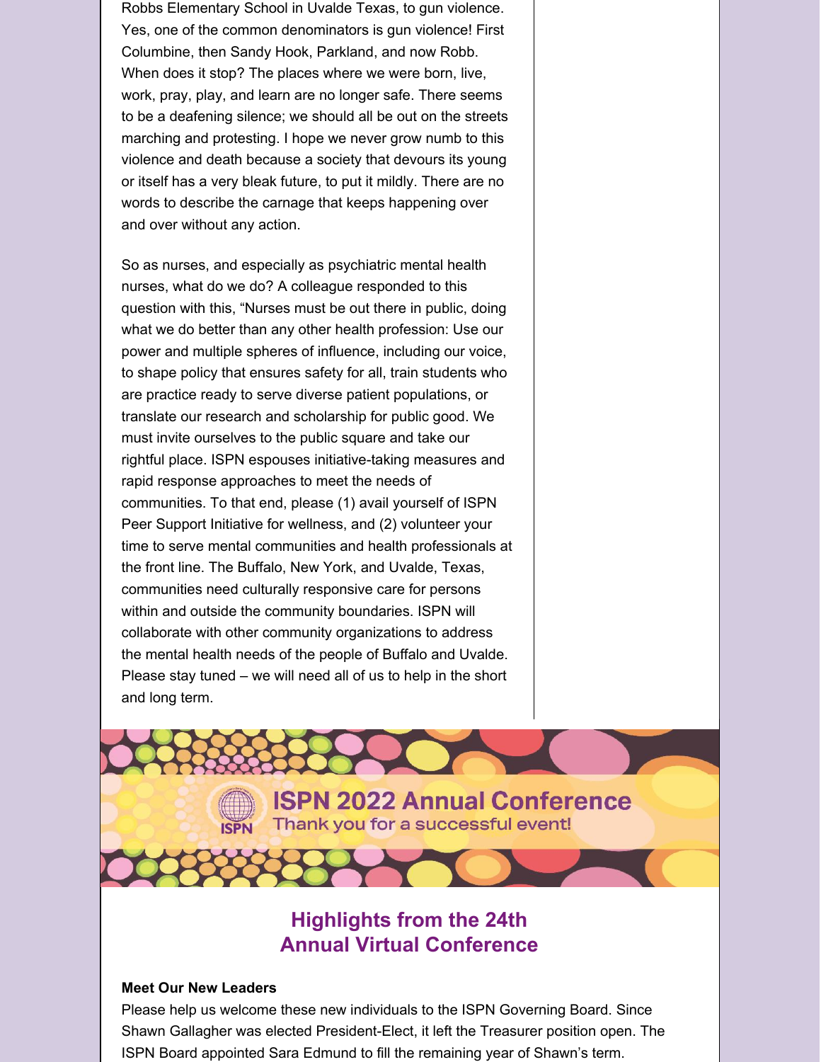Robbs Elementary School in Uvalde Texas, to gun violence. Yes, one of the common denominators is gun violence! First Columbine, then Sandy Hook, Parkland, and now Robb. When does it stop? The places where we were born, live, work, pray, play, and learn are no longer safe. There seems to be a deafening silence; we should all be out on the streets marching and protesting. I hope we never grow numb to this violence and death because a society that devours its young or itself has a very bleak future, to put it mildly. There are no words to describe the carnage that keeps happening over and over without any action.

So as nurses, and especially as psychiatric mental health nurses, what do we do? A colleague responded to this question with this, “Nurses must be out there in public, doing what we do better than any other health profession: Use our power and multiple spheres of influence, including our voice, to shape policy that ensures safety for all, train students who are practice ready to serve diverse patient populations, or translate our research and scholarship for public good. We must invite ourselves to the public square and take our rightful place. ISPN espouses initiative-taking measures and rapid response approaches to meet the needs of communities. To that end, please (1) avail yourself of ISPN Peer Support Initiative for wellness, and (2) volunteer your time to serve mental communities and health professionals at the front line. The Buffalo, New York, and Uvalde, Texas, communities need culturally responsive care for persons within and outside the community boundaries. ISPN will collaborate with other community organizations to address the mental health needs of the people of Buffalo and Uvalde. Please stay tuned – we will need all of us to help in the short and long term.

**ISPN 2022 Annual Conference**

Thank you for a successful event!

## Highlights from the 24th Annual Virtual Conference

**Meet Our New Leaders**

Please help us welcome these new individuals to the ISPN Governing Board. Since Shawn Gallagher was elected President-Elect, it left the Treasurer position open. The ISPN Board appointed Sara Edmund to fill the remaining year of Shawn’s term.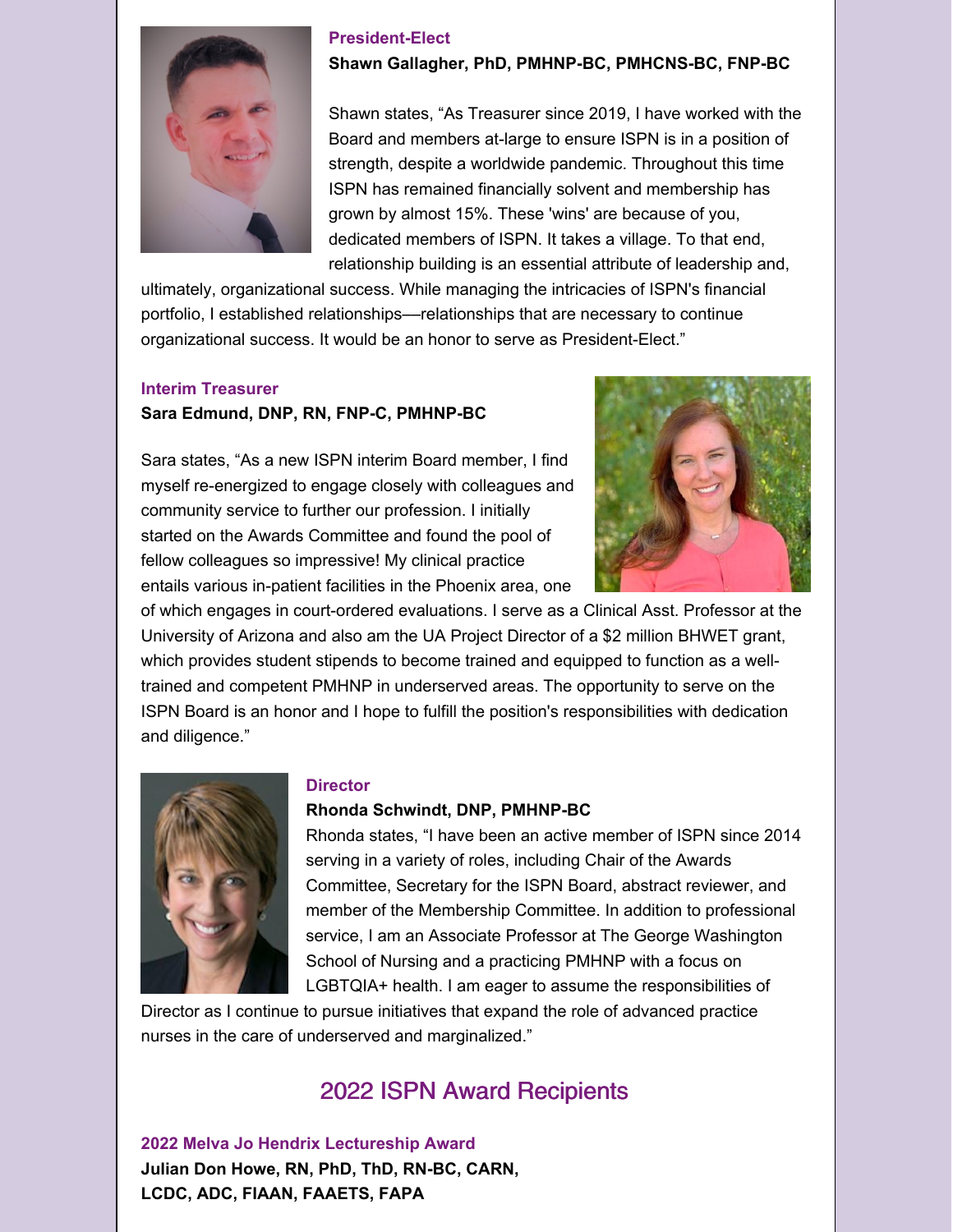### President-Elect

**Shawn Gallagher, PhD, PMHNP-BC, PMHCNS-BC, FNP-BC**

Shawn states, "As Treasurer since 2019, I have worked with the Board and members at-large to ensure ISPN is in a position of strength, despite a worldwide pandemic. Throughout this time ISPN has remained financially solvent and membership has grown by almost 15%. These 'wins' are because of you, dedicated members of ISPN. It takes a village. To that end, relationship building is an essential attribute of leadership and, ultimately, organizational success. While managing the intricacies of ISPN's financial portfolio, I established relationships—relationships that are necessary to continue organizational success. It would be an honor to serve as President-Elect."

### Interim Treasurer

**Sara Edmund, DNP, RN, FNP-C, PMHNP-BC**

Sara states, "As a new ISPN interim Board member, I find myself re-energized to engage closely with colleagues and community service to further our profession. I initially started on the Awards Committee and found the pool of fellow colleagues so impressive! My clinical practice entails various in-patient facilities in the Phoenix area, one of which engages in court-ordered evaluations. I serve as a Clinical Asst. Professor at the University of Arizona and also am the UA Project Director of a $2 million BHWET grant, which provides student stipends to become trained and equipped to function as a well-trained and competent PMHNP in underserved areas. The opportunity to serve on the ISPN Board is an honor and I hope to fulfill the position's responsibilities with dedication and diligence."

### Director

**Rhonda Schwindt, DNP, PMHNP-BC**

Rhonda states, "I have been an active member of ISPN since 2014 serving in a variety of roles, including Chair of the Awards Committee, Secretary for the ISPN Board, abstract reviewer, and member of the Membership Committee. In addition to professional service, I am an Associate Professor at The George Washington School of Nursing and a practicing PMHNP with a focus on LGBTQIA+ health. I am eager to assume the responsibilities of Director as I continue to pursue initiatives that expand the role of advanced practice nurses in the care of underserved and marginalized."

## 2022 ISPN Award Recipients

### 2022 Melva Jo Hendrix Lectureship Award

**Julian Don Howe, RN, PhD, ThD, RN-BC, CARN, LCDC, ADC, FIAAN, FAAETS, FAPA**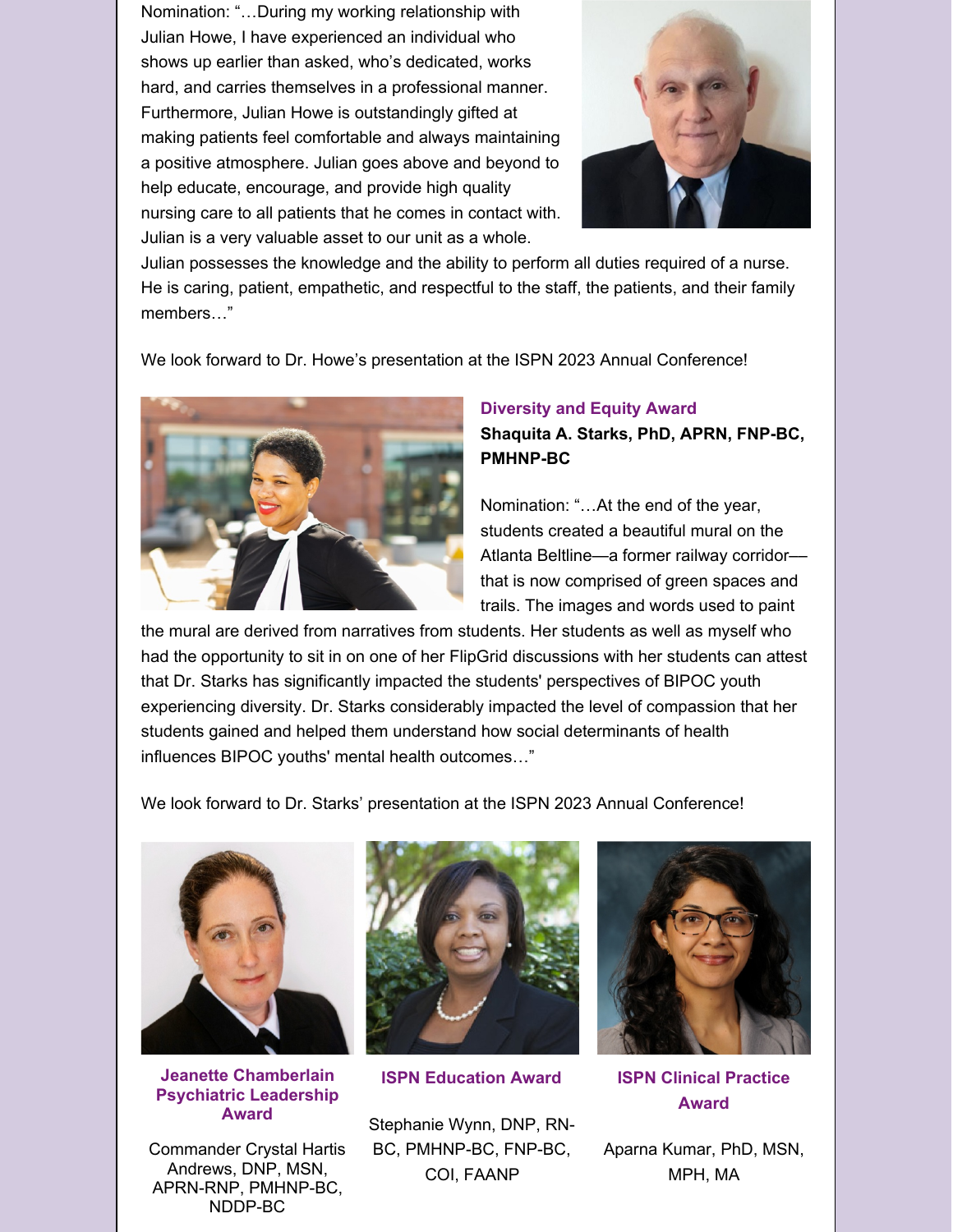Nomination: "…During my working relationship with Julian Howe, I have experienced an individual who shows up earlier than asked, who's dedicated, works hard, and carries themselves in a professional manner. Furthermore, Julian Howe is outstandingly gifted at making patients feel comfortable and always maintaining a positive atmosphere. Julian goes above and beyond to help educate, encourage, and provide high quality nursing care to all patients that he comes in contact with. Julian is a very valuable asset to our unit as a whole. Julian possesses the knowledge and the ability to perform all duties required of a nurse. He is caring, patient, empathetic, and respectful to the staff, the patients, and their family members…"

We look forward to Dr. Howe's presentation at the ISPN 2023 Annual Conference!

### Diversity and Equity Award

**Shaquita A. Starks, PhD, APRN, FNP-BC, PMHNP-BC**

Nomination: "…At the end of the year, students created a beautiful mural on the Atlanta Beltline—a former railway corridor—that is now comprised of green spaces and trails. The images and words used to paint the mural are derived from narratives from students. Her students as well as myself who had the opportunity to sit in on one of her FlipGrid discussions with her students can attest that Dr. Starks has significantly impacted the students' perspectives of BIPOC youth experiencing diversity. Dr. Starks considerably impacted the level of compassion that her students gained and helped them understand how social determinants of health influences BIPOC youths' mental health outcomes…"

We look forward to Dr. Starks' presentation at the ISPN 2023 Annual Conference!

### Jeanette Chamberlain Psychiatric Leadership Award

Commander Crystal Hartis Andrews, DNP, MSN, APRN-RNP, PMHNP-BC, NDDP-BC

### ISPN Education Award

Stephanie Wynn, DNP, RN-BC, PMHNP-BC, FNP-BC, COI, FAANP

### ISPN Clinical Practice Award

Aparna Kumar, PhD, MSN, MPH, MA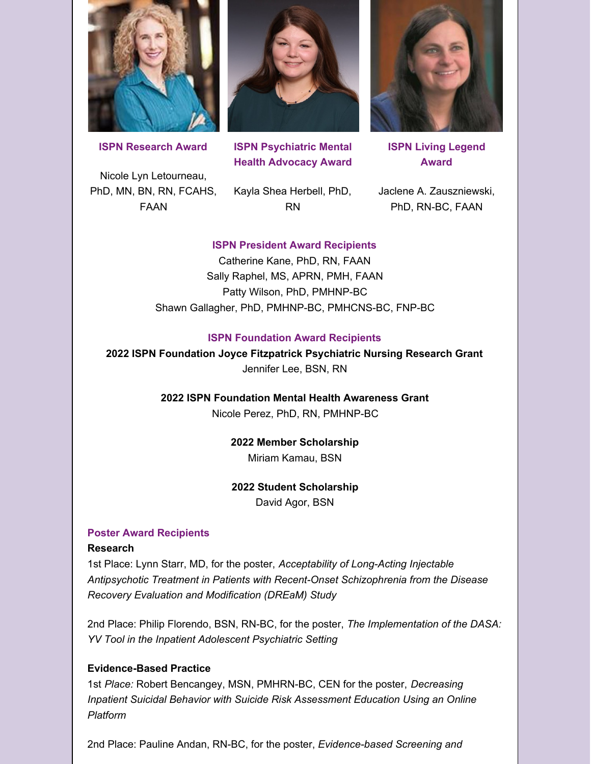**ISPN Research Award**

Nicole Lyn Letourneau, PhD, MN, BN, RN, FCAHS, FAAN

**ISPN Psychiatric Mental Health Advocacy Award**

Kayla Shea Herbell, PhD, RN

**ISPN Living Legend Award**

Jaclene A. Zauszniewski, PhD, RN-BC, FAAN

**ISPN President Award Recipients**

Catherine Kane, PhD, RN, FAAN
Sally Raphel, MS, APRN, PMH, FAAN
Patty Wilson, PhD, PMHNP-BC
Shawn Gallagher, PhD, PMHNP-BC, PMHCNS-BC, FNP-BC

**ISPN Foundation Award Recipients**

**2022 ISPN Foundation Joyce Fitzpatrick Psychiatric Nursing Research Grant**
Jennifer Lee, BSN, RN

**2022 ISPN Foundation Mental Health Awareness Grant**
Nicole Perez, PhD, RN, PMHNP-BC

**2022 Member Scholarship**
Miriam Kamau, BSN

**2022 Student Scholarship**
David Agor, BSN

**Poster Award Recipients**

**Research**

1st Place: Lynn Starr, MD, for the poster, *Acceptability of Long-Acting Injectable Antipsychotic Treatment in Patients with Recent-Onset Schizophrenia from the Disease Recovery Evaluation and Modification (DREaM) Study*

2nd Place: Philip Florendo, BSN, RN-BC, for the poster, *The Implementation of the DASA: YV Tool in the Inpatient Adolescent Psychiatric Setting*

**Evidence-Based Practice**

1st *Place:* Robert Bencangey, MSN, PMHRN-BC, CEN for the poster, *Decreasing Inpatient Suicidal Behavior with Suicide Risk Assessment Education Using an Online Platform*

2nd Place: Pauline Andan, RN-BC, for the poster, *Evidence-based Screening and*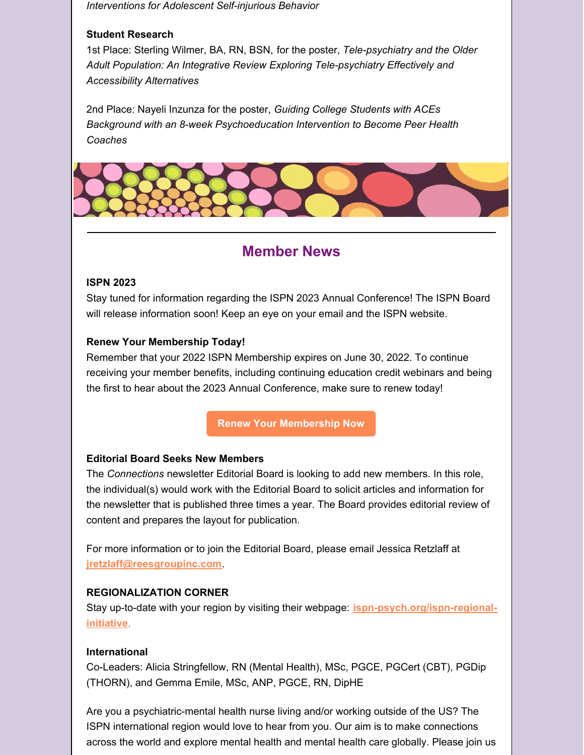*Interventions for Adolescent Self-injurious Behavior*

**Student Research**

1st Place: Sterling Wilmer, BA, RN, BSN, for the poster, *Tele-psychiatry and the Older Adult Population: An Integrative Review Exploring Tele-psychiatry Effectively and Accessibility Alternatives*

2nd Place: Nayeli Inzunza for the poster, *Guiding College Students with ACEs Background with an 8-week Psychoeducation Intervention to Become Peer Health Coaches*

---

## Member News

**ISPN 2023**

Stay tuned for information regarding the ISPN 2023 Annual Conference! The ISPN Board will release information soon! Keep an eye on your email and the ISPN website.

**Renew Your Membership Today!**

Remember that your 2022 ISPN Membership expires on June 30, 2022. To continue receiving your member benefits, including continuing education credit webinars and being the first to hear about the 2023 Annual Conference, make sure to renew today!

**Renew Your Membership Now**

**Editorial Board Seeks New Members**

The *Connections* newsletter Editorial Board is looking to add new members. In this role, the individual(s) would work with the Editorial Board to solicit articles and information for the newsletter that is published three times a year. The Board provides editorial review of content and prepares the layout for publication.

For more information or to join the Editorial Board, please email Jessica Retzlaff at **jretzlaff@reesgroupinc.com**.

**REGIONALIZATION CORNER**

Stay up-to-date with your region by visiting their webpage: **ispn-psych.org/ispn-regional-initiative**.

**International**

Co-Leaders: Alicia Stringfellow, RN (Mental Health), MSc, PGCE, PGCert (CBT), PGDip (THORN), and Gemma Emile, MSc, ANP, PGCE, RN, DipHE

Are you a psychiatric-mental health nurse living and/or working outside of the US? The ISPN international region would love to hear from you. Our aim is to make connections across the world and explore mental health and mental health care globally. Please join us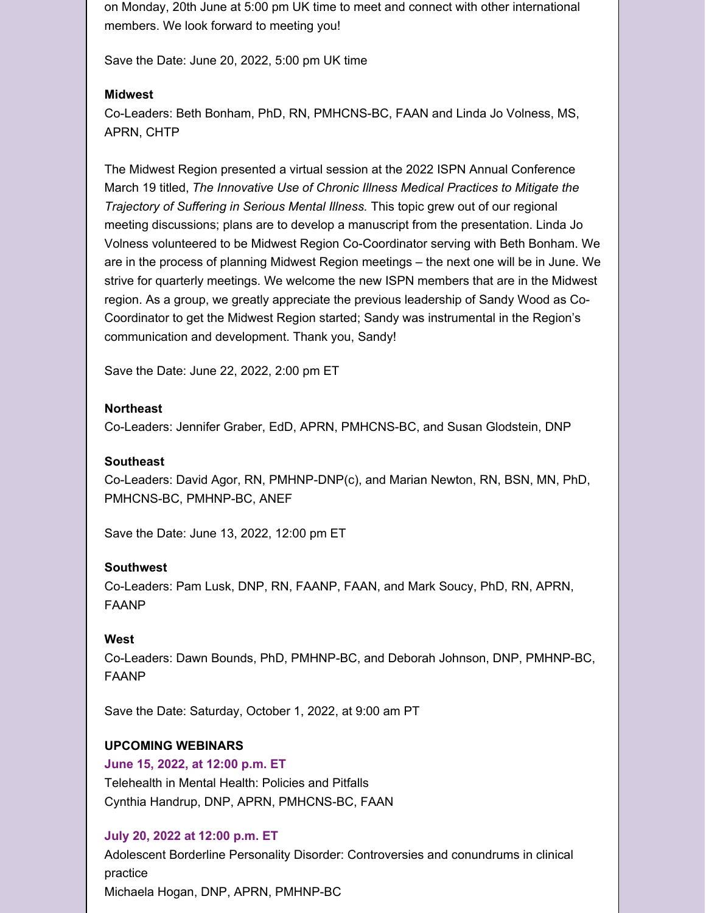on Monday, 20th June at 5:00 pm UK time to meet and connect with other international members. We look forward to meeting you!

Save the Date: June 20, 2022, 5:00 pm UK time

**Midwest**

Co-Leaders: Beth Bonham, PhD, RN, PMHCNS-BC, FAAN and Linda Jo Volness, MS, APRN, CHTP

The Midwest Region presented a virtual session at the 2022 ISPN Annual Conference March 19 titled, *The Innovative Use of Chronic Illness Medical Practices to Mitigate the Trajectory of Suffering in Serious Mental Illness.* This topic grew out of our regional meeting discussions; plans are to develop a manuscript from the presentation. Linda Jo Volness volunteered to be Midwest Region Co-Coordinator serving with Beth Bonham. We are in the process of planning Midwest Region meetings – the next one will be in June. We strive for quarterly meetings. We welcome the new ISPN members that are in the Midwest region. As a group, we greatly appreciate the previous leadership of Sandy Wood as Co-Coordinator to get the Midwest Region started; Sandy was instrumental in the Region's communication and development. Thank you, Sandy!

Save the Date: June 22, 2022, 2:00 pm ET

**Northeast**

Co-Leaders: Jennifer Graber, EdD, APRN, PMHCNS-BC, and Susan Glodstein, DNP

**Southeast**

Co-Leaders: David Agor, RN, PMHNP-DNP(c), and Marian Newton, RN, BSN, MN, PhD, PMHCNS-BC, PMHNP-BC, ANEF

Save the Date: June 13, 2022, 12:00 pm ET

**Southwest**

Co-Leaders: Pam Lusk, DNP, RN, FAANP, FAAN, and Mark Soucy, PhD, RN, APRN, FAANP

**West**

Co-Leaders: Dawn Bounds, PhD, PMHNP-BC, and Deborah Johnson, DNP, PMHNP-BC, FAANP

Save the Date: Saturday, October 1, 2022, at 9:00 am PT

**UPCOMING WEBINARS**

**June 15, 2022, at 12:00 p.m. ET**

Telehealth in Mental Health: Policies and Pitfalls

Cynthia Handrup, DNP, APRN, PMHCNS-BC, FAAN

**July 20, 2022 at 12:00 p.m. ET**

Adolescent Borderline Personality Disorder: Controversies and conundrums in clinical practice

Michaela Hogan, DNP, APRN, PMHNP-BC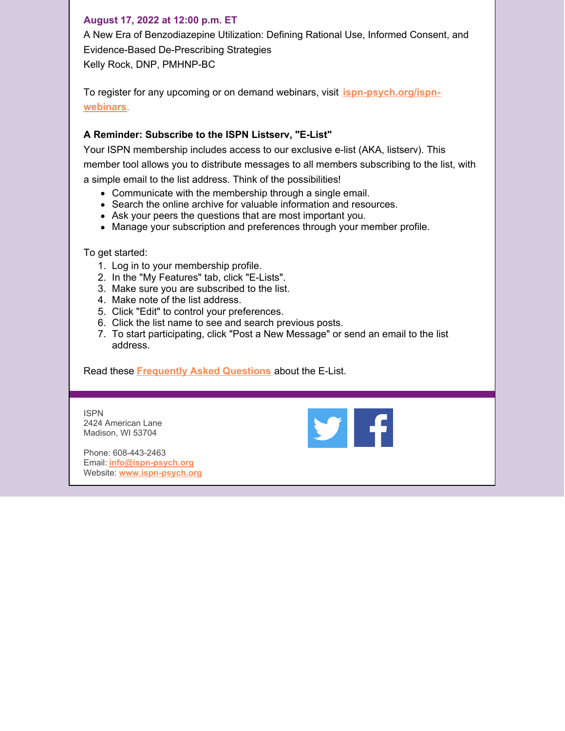**August 17, 2022 at 12:00 p.m. ET**

A New Era of Benzodiazepine Utilization: Defining Rational Use, Informed Consent, and Evidence-Based De-Prescribing Strategies

Kelly Rock, DNP, PMHNP-BC

To register for any upcoming or on demand webinars, visit **ispn-psych.org/ispn-webinars**.

**A Reminder: Subscribe to the ISPN Listserv, "E-List"**

Your ISPN membership includes access to our exclusive e-list (AKA, listserv). This member tool allows you to distribute messages to all members subscribing to the list, with a simple email to the list address. Think of the possibilities!

- Communicate with the membership through a single email.
- Search the online archive for valuable information and resources.
- Ask your peers the questions that are most important you.
- Manage your subscription and preferences through your member profile.

To get started:

1. Log in to your membership profile.
2. In the "My Features" tab, click "E-Lists".
3. Make sure you are subscribed to the list.
4. Make note of the list address.
5. Click "Edit" to control your preferences.
6. Click the list name to see and search previous posts.
7. To start participating, click "Post a New Message" or send an email to the list address.

Read these **Frequently Asked Questions** about the E-List.

ISPN
2424 American Lane
Madison, WI 53704

Phone: 608-443-2463
Email: **info@ispn-psych.org**
Website: **www.ispn-psych.org**